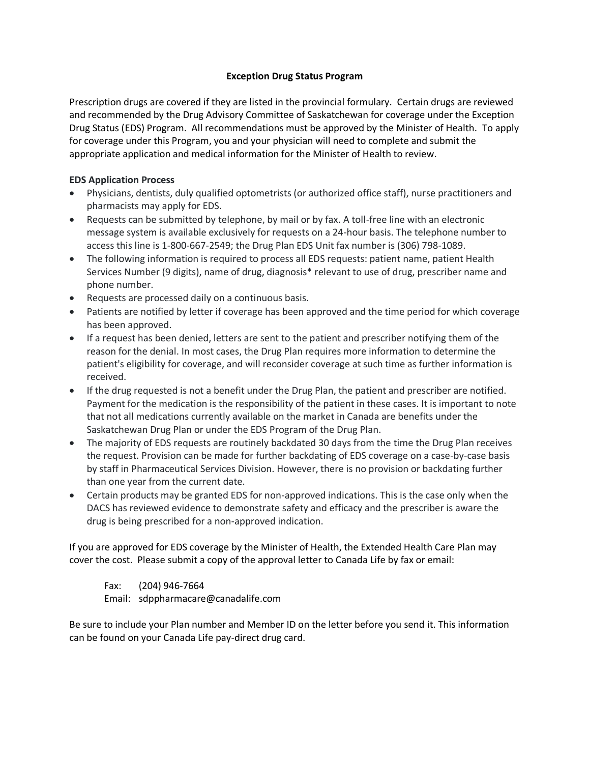# Exception Drug Status Program

Prescription drugs are covered if they are listed in the provincial formulary. Certain drugs are reviewed and recommended by the Drug Advisory Committee of Saskatchewan for coverage under the Exception Drug Status (EDS) Program. All recommendations must be approved by the Minister of Health. To apply for coverage under this Program, you and your physician will need to complete and submit the appropriate application and medical information for the Minister of Health to review.

**EDS Application Process**

- Physicians, dentists, duly qualified optometrists (or authorized office staff), nurse practitioners and pharmacists may apply for EDS.
- Requests can be submitted by telephone, by mail or by fax. A toll-free line with an electronic message system is available exclusively for requests on a 24-hour basis. The telephone number to access this line is 1-800-667-2549; the Drug Plan EDS Unit fax number is (306) 798-1089.
- The following information is required to process all EDS requests: patient name, patient Health Services Number (9 digits), name of drug, diagnosis* relevant to use of drug, prescriber name and phone number.
- Requests are processed daily on a continuous basis.
- Patients are notified by letter if coverage has been approved and the time period for which coverage has been approved.
- If a request has been denied, letters are sent to the patient and prescriber notifying them of the reason for the denial. In most cases, the Drug Plan requires more information to determine the patient's eligibility for coverage, and will reconsider coverage at such time as further information is received.
- If the drug requested is not a benefit under the Drug Plan, the patient and prescriber are notified. Payment for the medication is the responsibility of the patient in these cases. It is important to note that not all medications currently available on the market in Canada are benefits under the Saskatchewan Drug Plan or under the EDS Program of the Drug Plan.
- The majority of EDS requests are routinely backdated 30 days from the time the Drug Plan receives the request. Provision can be made for further backdating of EDS coverage on a case-by-case basis by staff in Pharmaceutical Services Division. However, there is no provision or backdating further than one year from the current date.
- Certain products may be granted EDS for non-approved indications. This is the case only when the DACS has reviewed evidence to demonstrate safety and efficacy and the prescriber is aware the drug is being prescribed for a non-approved indication.

If you are approved for EDS coverage by the Minister of Health, the Extended Health Care Plan may cover the cost. Please submit a copy of the approval letter to Canada Life by fax or email:

Fax: (204) 946-7664
Email: sdppharmacare@canadalife.com

Be sure to include your Plan number and Member ID on the letter before you send it. This information can be found on your Canada Life pay-direct drug card.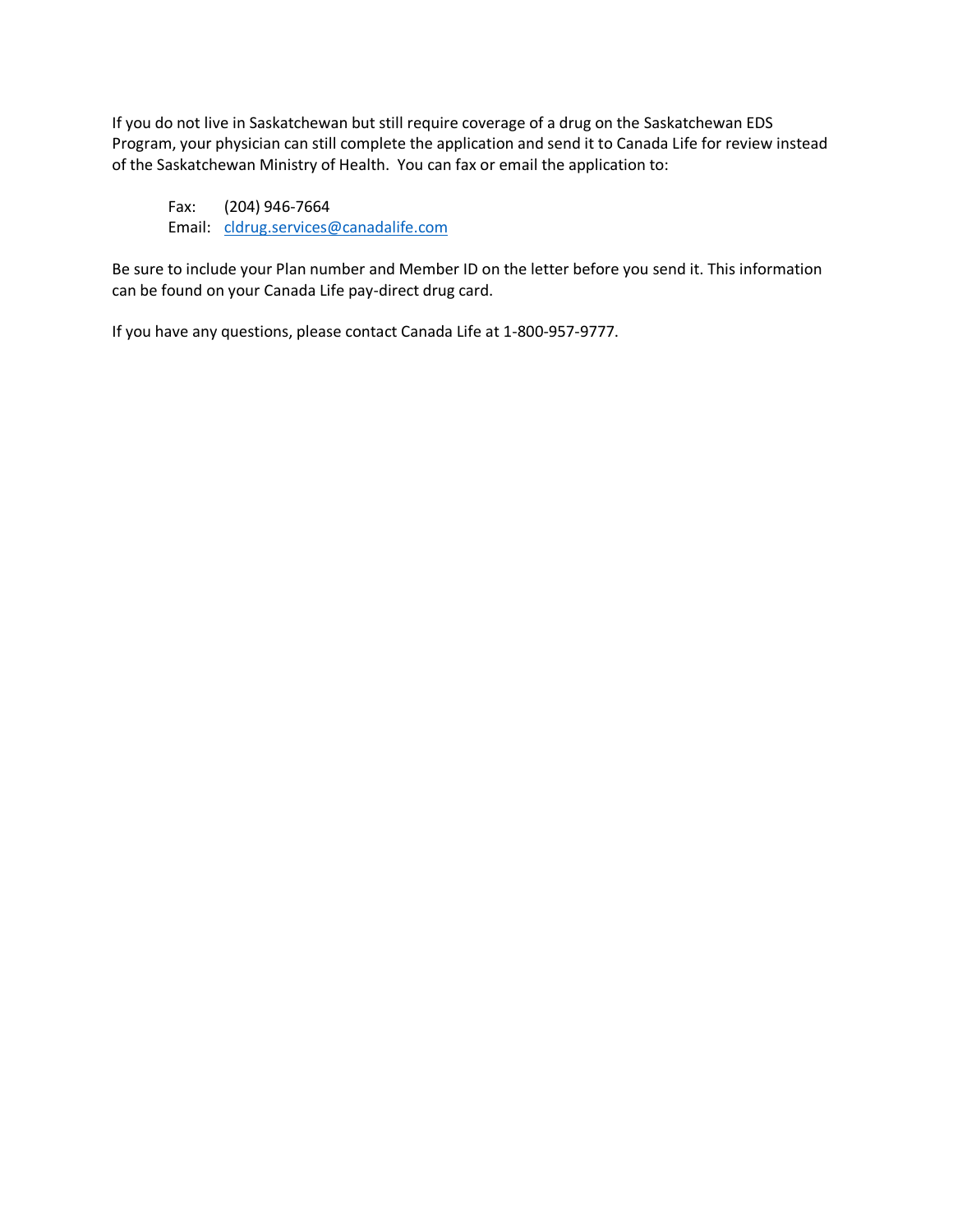If you do not live in Saskatchewan but still require coverage of a drug on the Saskatchewan EDS Program, your physician can still complete the application and send it to Canada Life for review instead of the Saskatchewan Ministry of Health. You can fax or email the application to:

Fax: (204) 946-7664  
Email: cldrug.services@canadalife.com

Be sure to include your Plan number and Member ID on the letter before you send it. This information can be found on your Canada Life pay-direct drug card.

If you have any questions, please contact Canada Life at 1-800-957-9777.